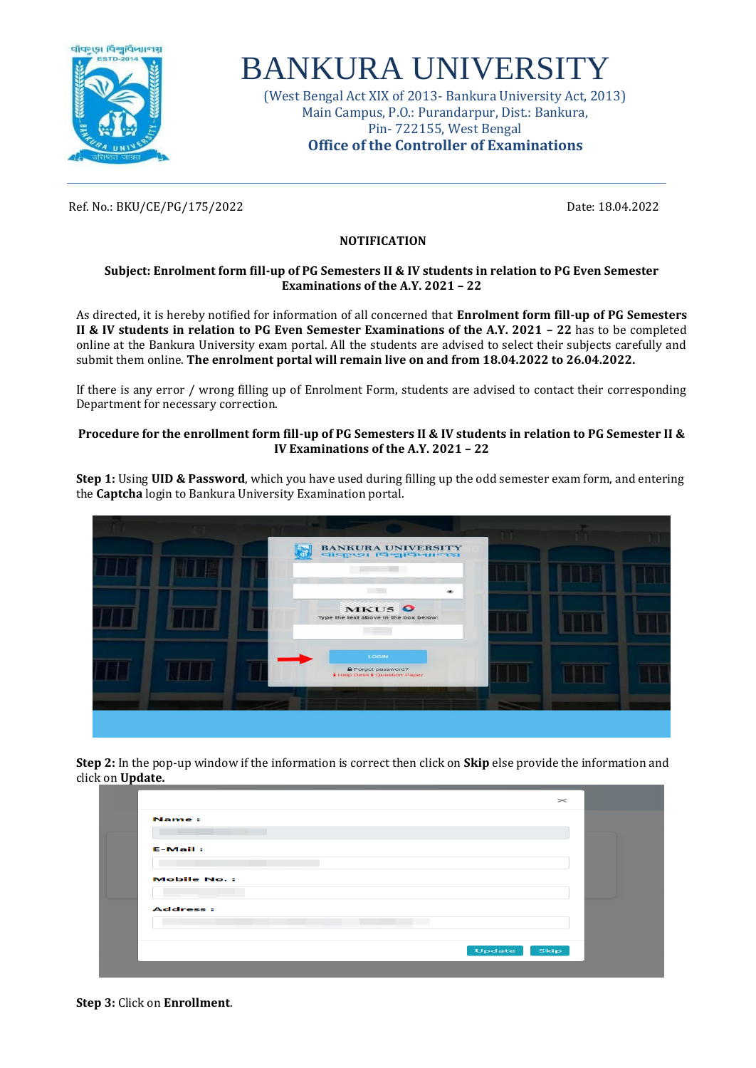# BANKURA UNIVERSITY

(West Bengal Act XIX of 2013- Bankura University Act, 2013)
Main Campus, P.O.: Purandarpur, Dist.: Bankura,
Pin- 722155, West Bengal

**Office of the Controller of Examinations**

Ref. No.: BKU/CE/PG/175/2022 | Date: 18.04.2022

## NOTIFICATION

**Subject: Enrolment form fill-up of PG Semesters II & IV students in relation to PG Even Semester Examinations of the A.Y. 2021 – 22**

As directed, it is hereby notified for information of all concerned that **Enrolment form fill-up of PG Semesters II & IV students in relation to PG Even Semester Examinations of the A.Y. 2021 – 22** has to be completed online at the Bankura University exam portal. All the students are advised to select their subjects carefully and submit them online. **The enrolment portal will remain live on and from 18.04.2022 to 26.04.2022.**

If there is any error / wrong filling up of Enrolment Form, students are advised to contact their corresponding Department for necessary correction.

**Procedure for the enrollment form fill-up of PG Semesters II & IV students in relation to PG Semester II & IV Examinations of the A.Y. 2021 – 22**

**Step 1:** Using **UID & Password**, which you have used during filling up the odd semester exam form, and entering the **Captcha** login to Bankura University Examination portal.

**Step 2:** In the pop-up window if the information is correct then click on **Skip** else provide the information and click on **Update.**

**Step 3:** Click on **Enrollment**.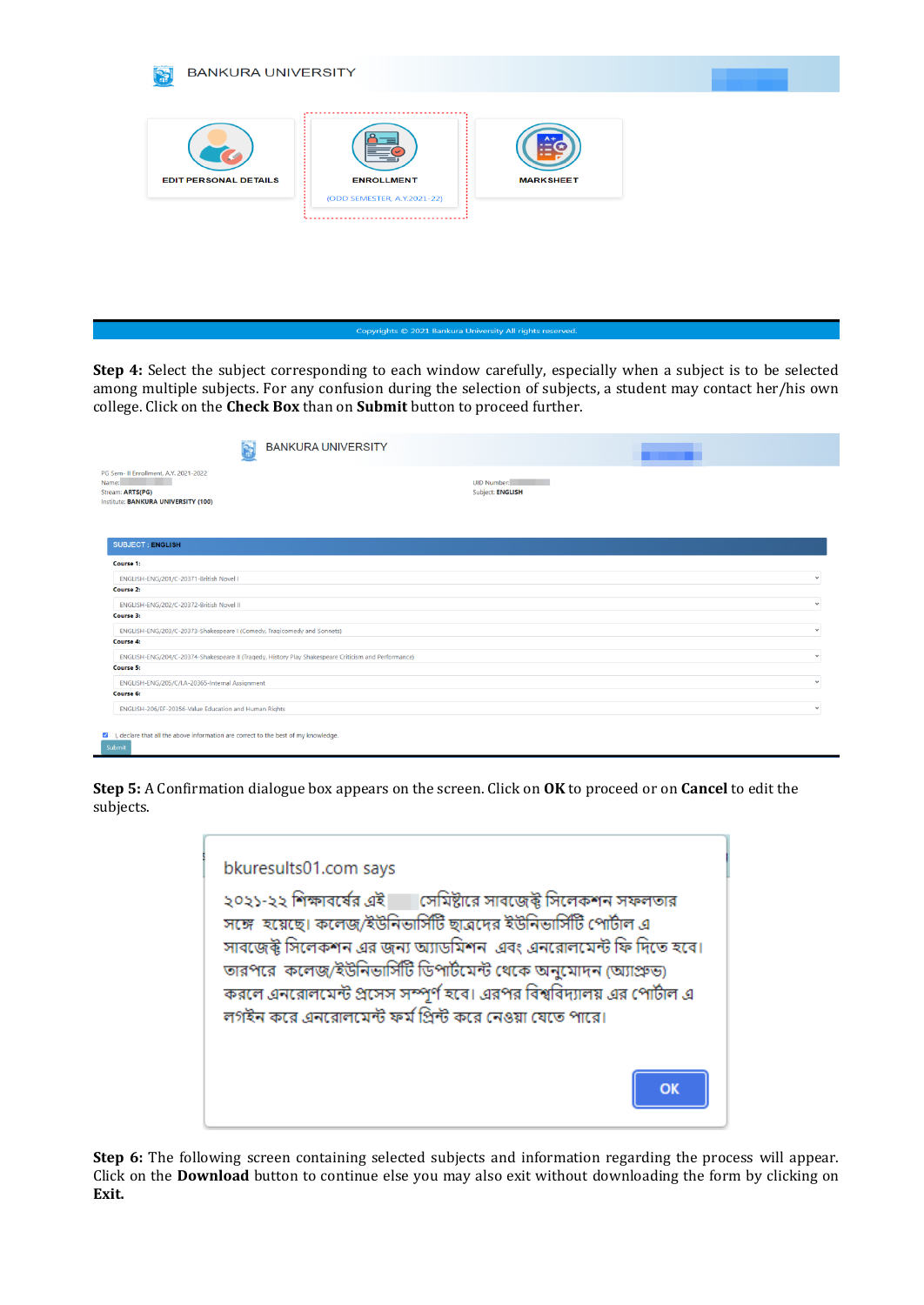BANKURA UNIVERSITY

EDIT PERSONAL DETAILS

ENROLLMENT
(ODD SEMESTER, A.Y.2021-22)

MARKSHEET

Copyrights © 2021 Bankura University All rights reserved.

**Step 4:** Select the subject corresponding to each window carefully, especially when a subject is to be selected among multiple subjects. For any confusion during the selection of subjects, a student may contact her/his own college. Click on the **Check Box** than on **Submit** button to proceed further.

BANKURA UNIVERSITY

PG Sem- II Enrollment, A.Y. 2021-2022
Name:
Stream: ARTS(PG)
Institute: BANKURA UNIVERSITY (100)

UID Number:
Subject: ENGLISH

SUBJECT : ENGLISH

Course 1:
ENGLISH-ENG/201/C-20371-British Novel I

Course 2:
ENGLISH-ENG/202/C-20372-British Novel II

Course 3:
ENGLISH-ENG/203/C-20373-Shakespeare I (Comedy, Tragicomedy and Sonnets)

Course 4:
ENGLISH-ENG/204/C-20374-Shakespeare II (Tragedy, History Play Shakespeare Criticism and Performance)

Course 5:
ENGLISH-ENG/205/C/IA-20365-Internal Assignment

Course 6:
ENGLISH-206/EF-20356-Value Education and Human Rights

I, declare that all the above information are correct to the best of my knowledge.

Submit

**Step 5:** A Confirmation dialogue box appears on the screen. Click on **OK** to proceed or on **Cancel** to edit the subjects.

bkuresults01.com says

২০২১-২২ শিক্ষাবর্ষের এই সেমিস্টারে সাবজেক্ট সিলেকশন সফলতার সঙ্গে হয়েছে। কলেজ/ইউনিভার্সিটি ছাত্রদের ইউনিভার্সিটি পোর্টাল এ সাবজেক্ট সিলেকশন এর জন্য অ্যাডমিশন এবং এনরোলমেন্ট ফি দিতে হবে। তারপরে কলেজ/ইউনিভার্সিটি ডিপার্টমেন্ট থেকে অনুমোদন (অ্যাপ্রুভ) করলে এনরোলমেন্ট প্রসেস সম্পূর্ণ হবে। এরপর বিশ্ববিদ্যালয় এর পোর্টাল এ লগইন করে এনরোলমেন্ট ফর্ম প্রিন্ট করে নেওয়া যেতে পারে।

OK

**Step 6:** The following screen containing selected subjects and information regarding the process will appear. Click on the **Download** button to continue else you may also exit without downloading the form by clicking on **Exit.**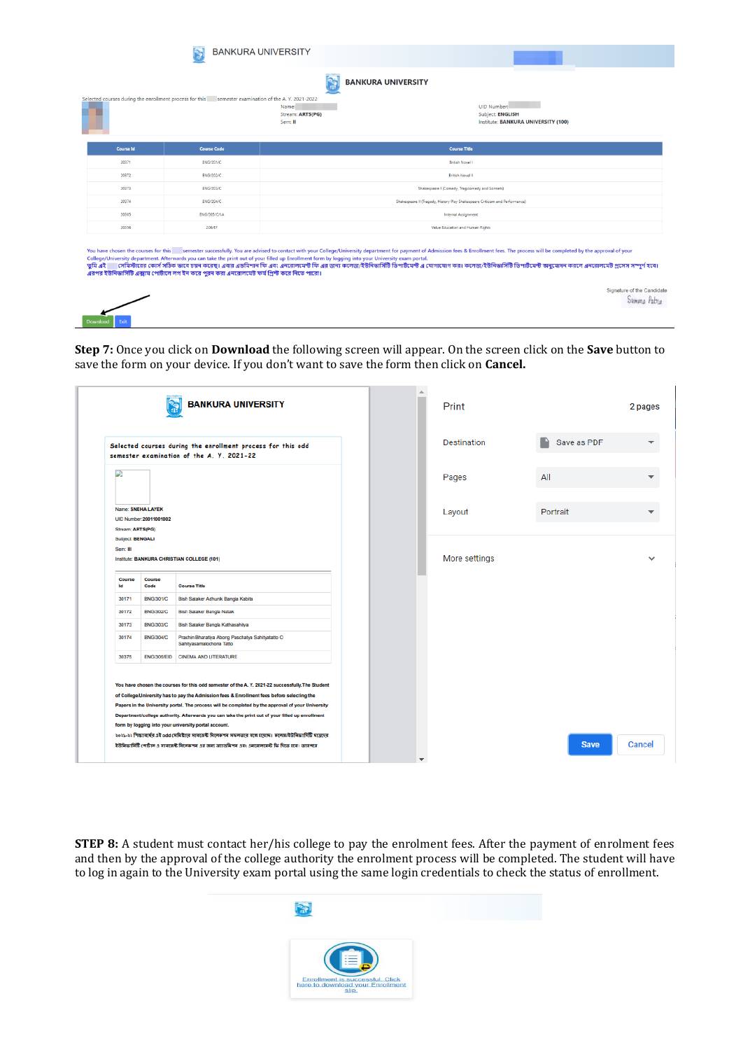**Step 7:** Once you click on **Download** the following screen will appear. On the screen click on the **Save** button to save the form on your device. If you don't want to save the form then click on **Cancel.**

**STEP 8:** A student must contact her/his college to pay the enrolment fees. After the payment of enrolment fees and then by the approval of the college authority the enrolment process will be completed. The student will have to log in again to the University exam portal using the same login credentials to check the status of enrollment.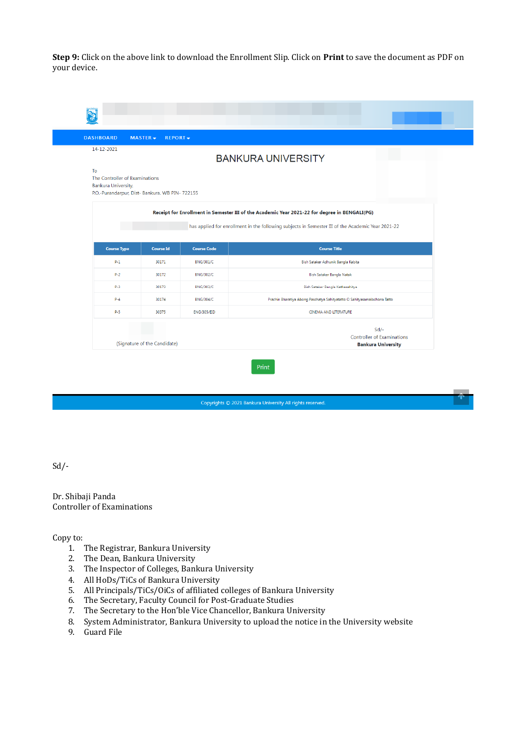**Step 9:** Click on the above link to download the Enrollment Slip. Click on **Print** to save the document as PDF on your device.

DASHBOARD MASTER REPORT

14-12-2021

BANKURA UNIVERSITY

To
The Controller of Examinations
Bankura University,
P.O.-Purandarpur, Dist- Bankura, WB PIN- 722155

**Receipt for Enrollment in Semester III of the Academic Year 2021-22 for degree in BENGALI(PG)**

has applied for enrollment in the following subjects in Semester III of the Academic Year 2021-22

| Course Type | Course Id | Course Code | Course Title |
|---|---|---|---|
| P-1 | 30171 | BNG/301/C | Bish Sataker Adhunik Bangla Kabita |
| P-2 | 30172 | BNG/302/C | Bish Sataker Bangla Natak |
| P-3 | 30173 | BNG/303/C | Bish Sataker Bangla Kathasahitya |
| P-4 | 30174 | BNG/304/C | Prachin Bharatiya Abong Paschatya Sahityatatto O Sahityasamalochona Tatto |
| P-5 | 30375 | ENG/305/ED | CINEMA AND LITERATURE |

(Signature of the Candidate)

Sd/-
Controller of Examinations
**Bankura University**

Print

Copyrights © 2021 Bankura University All rights reserved.

Sd/-

Dr. Shibaji Panda
Controller of Examinations

Copy to:

1. The Registrar, Bankura University
2. The Dean, Bankura University
3. The Inspector of Colleges, Bankura University
4. All HoDs/TiCs of Bankura University
5. All Principals/TiCs/OiCs of affiliated colleges of Bankura University
6. The Secretary, Faculty Council for Post-Graduate Studies
7. The Secretary to the Hon'ble Vice Chancellor, Bankura University
8. System Administrator, Bankura University to upload the notice in the University website
9. Guard File